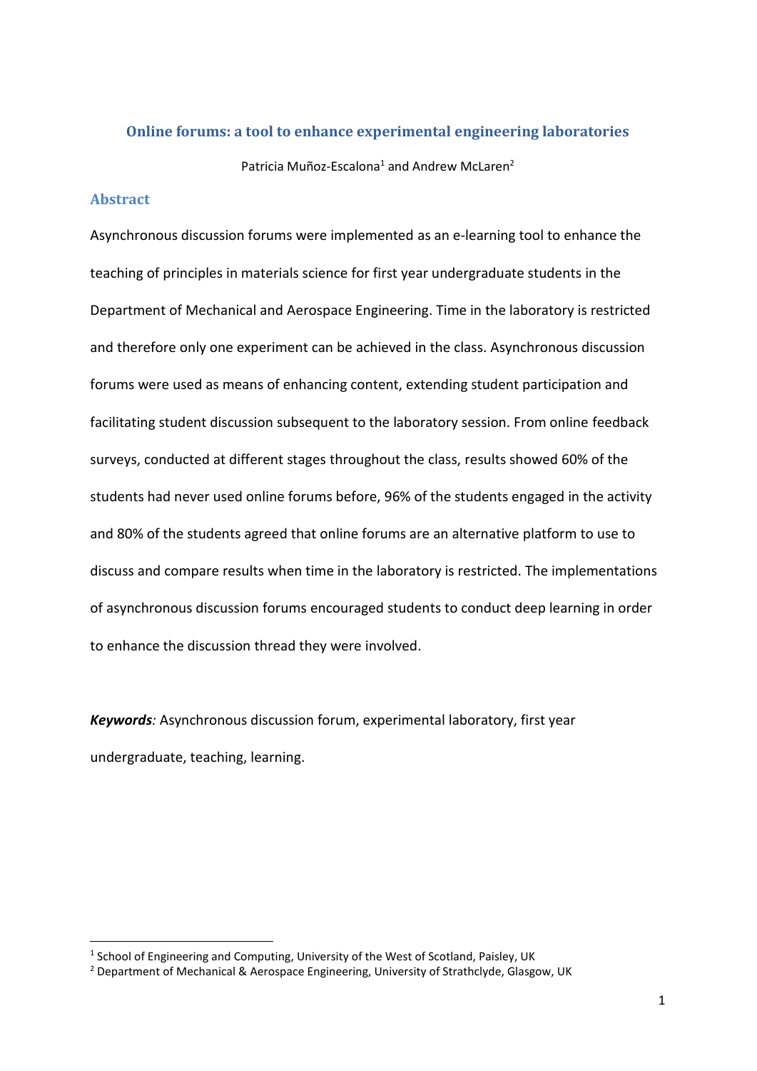# Online forums: a tool to enhance experimental engineering laboratories

Patricia Muñoz-Escalona[1] and Andrew McLaren[2]

## Abstract

Asynchronous discussion forums were implemented as an e-learning tool to enhance the teaching of principles in materials science for first year undergraduate students in the Department of Mechanical and Aerospace Engineering. Time in the laboratory is restricted and therefore only one experiment can be achieved in the class. Asynchronous discussion forums were used as means of enhancing content, extending student participation and facilitating student discussion subsequent to the laboratory session. From online feedback surveys, conducted at different stages throughout the class, results showed 60% of the students had never used online forums before, 96% of the students engaged in the activity and 80% of the students agreed that online forums are an alternative platform to use to discuss and compare results when time in the laboratory is restricted. The implementations of asynchronous discussion forums encouraged students to conduct deep learning in order to enhance the discussion thread they were involved.

***Keywords**:* Asynchronous discussion forum, experimental laboratory, first year undergraduate, teaching, learning.

---

[1] School of Engineering and Computing, University of the West of Scotland, Paisley, UK

[2] Department of Mechanical & Aerospace Engineering, University of Strathclyde, Glasgow, UK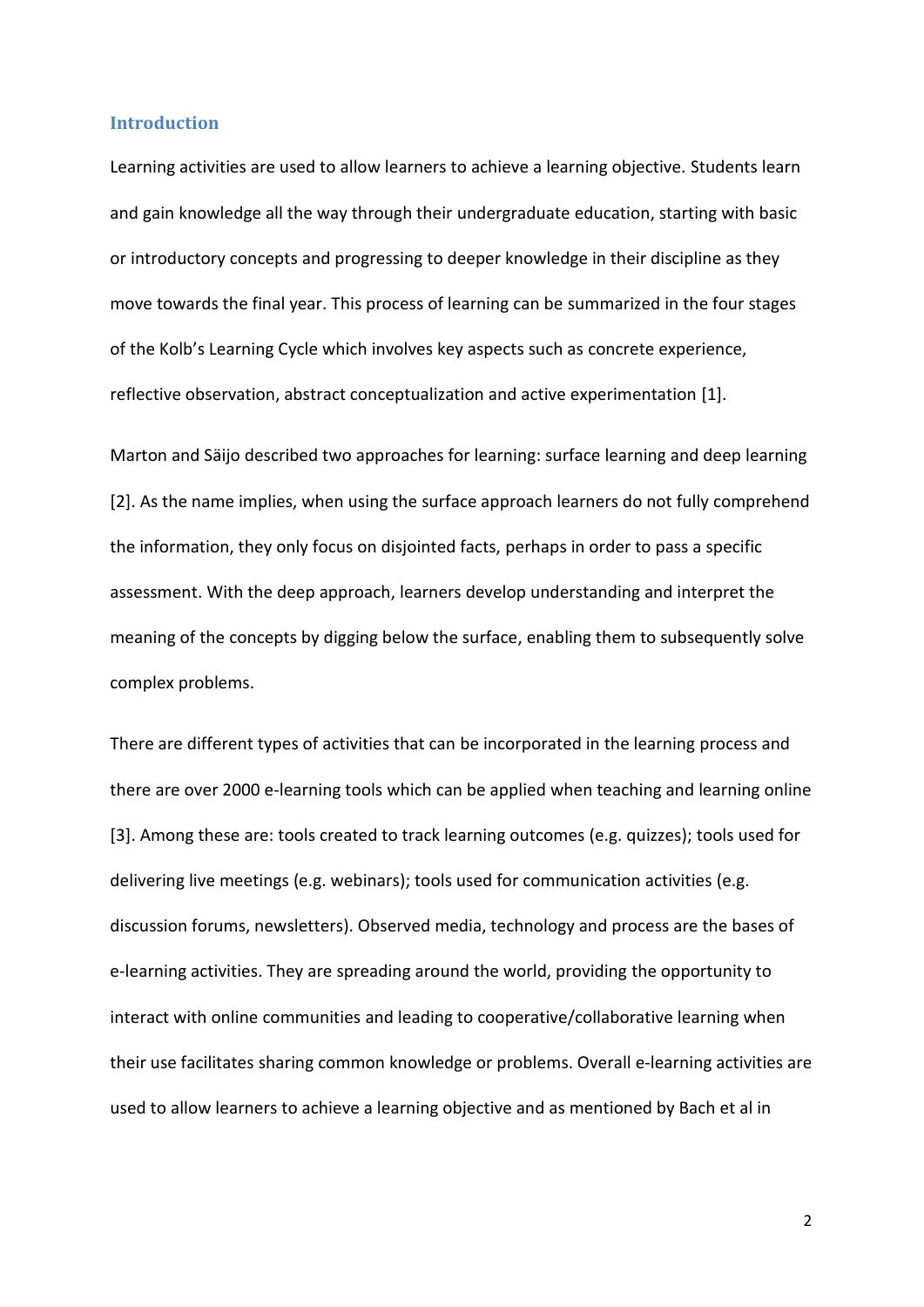## Introduction

Learning activities are used to allow learners to achieve a learning objective. Students learn and gain knowledge all the way through their undergraduate education, starting with basic or introductory concepts and progressing to deeper knowledge in their discipline as they move towards the final year. This process of learning can be summarized in the four stages of the Kolb's Learning Cycle which involves key aspects such as concrete experience, reflective observation, abstract conceptualization and active experimentation [1].

Marton and Säijo described two approaches for learning: surface learning and deep learning [2]. As the name implies, when using the surface approach learners do not fully comprehend the information, they only focus on disjointed facts, perhaps in order to pass a specific assessment. With the deep approach, learners develop understanding and interpret the meaning of the concepts by digging below the surface, enabling them to subsequently solve complex problems.

There are different types of activities that can be incorporated in the learning process and there are over 2000 e-learning tools which can be applied when teaching and learning online [3]. Among these are: tools created to track learning outcomes (e.g. quizzes); tools used for delivering live meetings (e.g. webinars); tools used for communication activities (e.g. discussion forums, newsletters). Observed media, technology and process are the bases of e-learning activities. They are spreading around the world, providing the opportunity to interact with online communities and leading to cooperative/collaborative learning when their use facilitates sharing common knowledge or problems. Overall e-learning activities are used to allow learners to achieve a learning objective and as mentioned by Bach et al in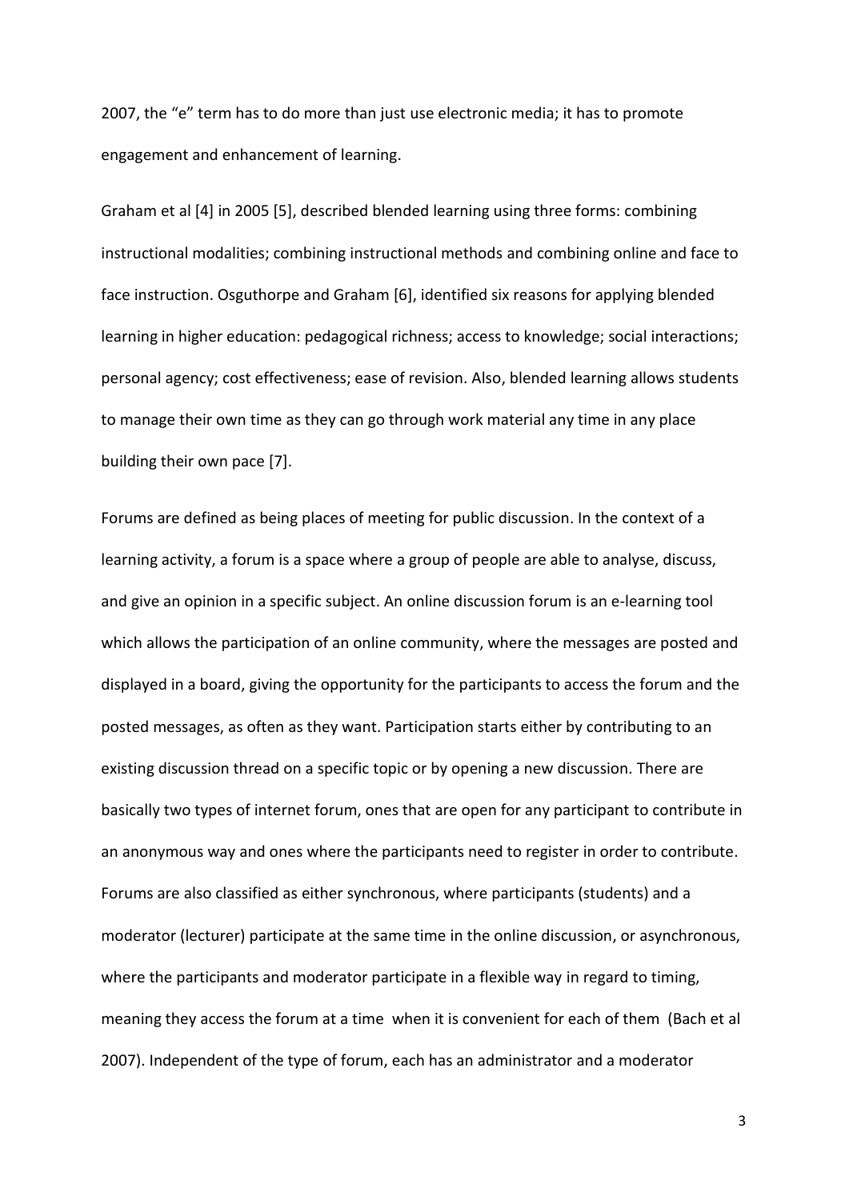2007, the "e" term has to do more than just use electronic media; it has to promote engagement and enhancement of learning.

Graham et al [4] in 2005 [5], described blended learning using three forms: combining instructional modalities; combining instructional methods and combining online and face to face instruction. Osguthorpe and Graham [6], identified six reasons for applying blended learning in higher education: pedagogical richness; access to knowledge; social interactions; personal agency; cost effectiveness; ease of revision. Also, blended learning allows students to manage their own time as they can go through work material any time in any place building their own pace [7].

Forums are defined as being places of meeting for public discussion. In the context of a learning activity, a forum is a space where a group of people are able to analyse, discuss, and give an opinion in a specific subject. An online discussion forum is an e-learning tool which allows the participation of an online community, where the messages are posted and displayed in a board, giving the opportunity for the participants to access the forum and the posted messages, as often as they want. Participation starts either by contributing to an existing discussion thread on a specific topic or by opening a new discussion. There are basically two types of internet forum, ones that are open for any participant to contribute in an anonymous way and ones where the participants need to register in order to contribute. Forums are also classified as either synchronous, where participants (students) and a moderator (lecturer) participate at the same time in the online discussion, or asynchronous, where the participants and moderator participate in a flexible way in regard to timing, meaning they access the forum at a time when it is convenient for each of them (Bach et al 2007). Independent of the type of forum, each has an administrator and a moderator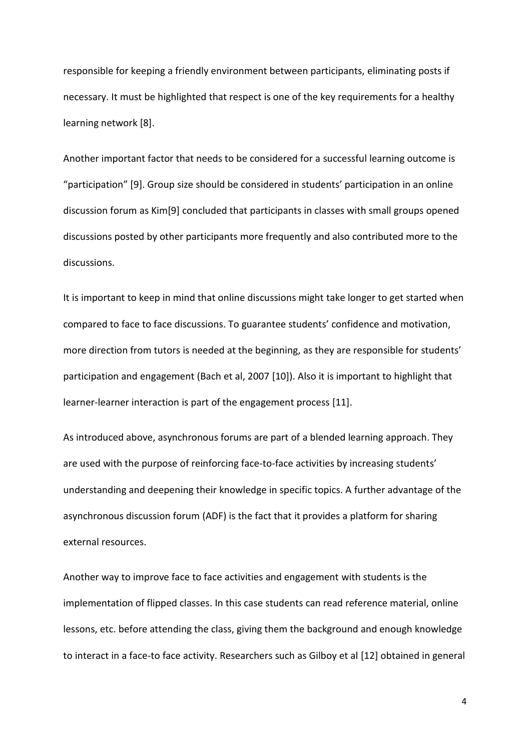responsible for keeping a friendly environment between participants, eliminating posts if necessary. It must be highlighted that respect is one of the key requirements for a healthy learning network [8].

Another important factor that needs to be considered for a successful learning outcome is "participation" [9]. Group size should be considered in students' participation in an online discussion forum as Kim[9] concluded that participants in classes with small groups opened discussions posted by other participants more frequently and also contributed more to the discussions.

It is important to keep in mind that online discussions might take longer to get started when compared to face to face discussions. To guarantee students' confidence and motivation, more direction from tutors is needed at the beginning, as they are responsible for students' participation and engagement (Bach et al, 2007 [10]). Also it is important to highlight that learner-learner interaction is part of the engagement process [11].

As introduced above, asynchronous forums are part of a blended learning approach. They are used with the purpose of reinforcing face-to-face activities by increasing students' understanding and deepening their knowledge in specific topics. A further advantage of the asynchronous discussion forum (ADF) is the fact that it provides a platform for sharing external resources.

Another way to improve face to face activities and engagement with students is the implementation of flipped classes. In this case students can read reference material, online lessons, etc. before attending the class, giving them the background and enough knowledge to interact in a face-to face activity. Researchers such as Gilboy et al [12] obtained in general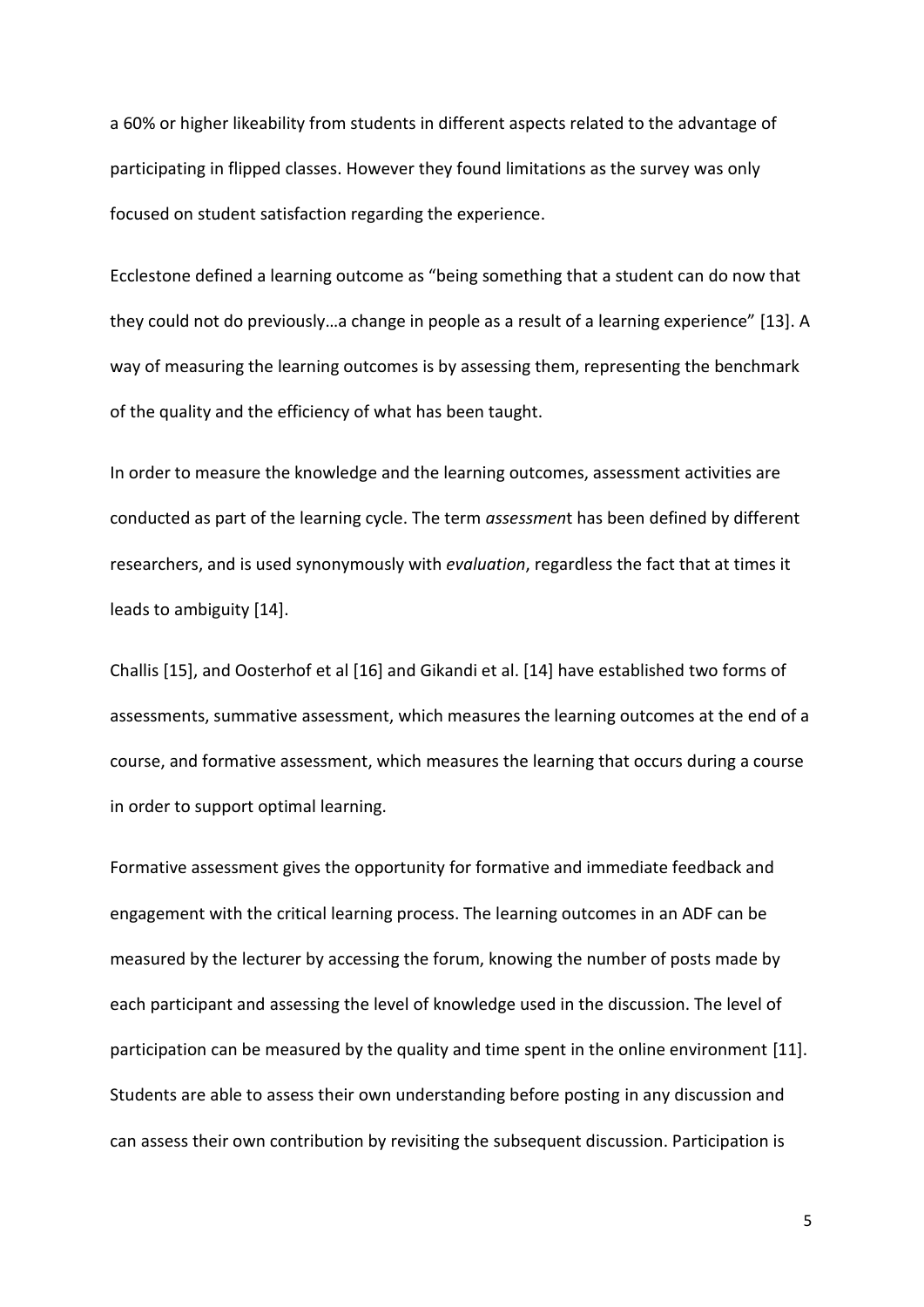a 60% or higher likeability from students in different aspects related to the advantage of participating in flipped classes. However they found limitations as the survey was only focused on student satisfaction regarding the experience.

Ecclestone defined a learning outcome as "being something that a student can do now that they could not do previously…a change in people as a result of a learning experience" [13]. A way of measuring the learning outcomes is by assessing them, representing the benchmark of the quality and the efficiency of what has been taught.

In order to measure the knowledge and the learning outcomes, assessment activities are conducted as part of the learning cycle. The term *assessmen*t has been defined by different researchers, and is used synonymously with *evaluation*, regardless the fact that at times it leads to ambiguity [14].

Challis [15], and Oosterhof et al [16] and Gikandi et al. [14] have established two forms of assessments, summative assessment, which measures the learning outcomes at the end of a course, and formative assessment, which measures the learning that occurs during a course in order to support optimal learning.

Formative assessment gives the opportunity for formative and immediate feedback and engagement with the critical learning process. The learning outcomes in an ADF can be measured by the lecturer by accessing the forum, knowing the number of posts made by each participant and assessing the level of knowledge used in the discussion. The level of participation can be measured by the quality and time spent in the online environment [11]. Students are able to assess their own understanding before posting in any discussion and can assess their own contribution by revisiting the subsequent discussion. Participation is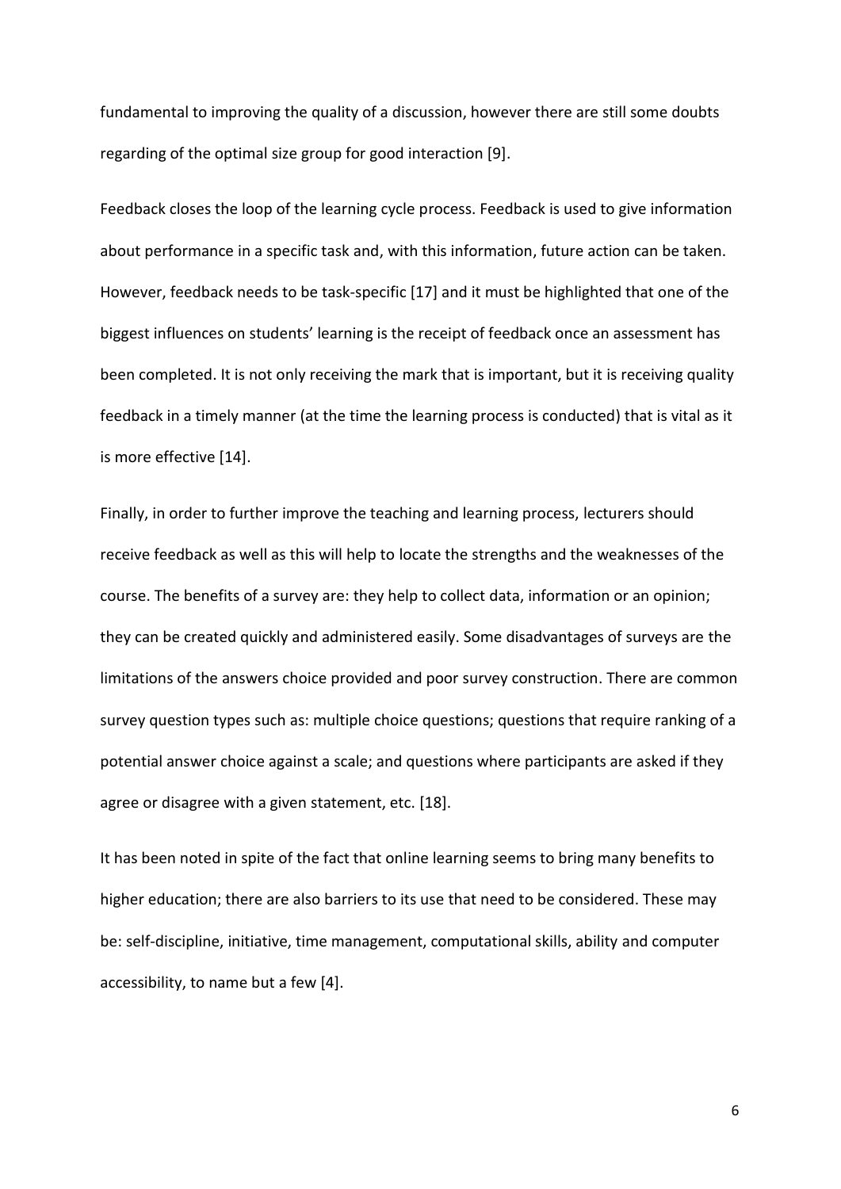fundamental to improving the quality of a discussion, however there are still some doubts regarding of the optimal size group for good interaction [9].

Feedback closes the loop of the learning cycle process. Feedback is used to give information about performance in a specific task and, with this information, future action can be taken. However, feedback needs to be task-specific [17] and it must be highlighted that one of the biggest influences on students' learning is the receipt of feedback once an assessment has been completed. It is not only receiving the mark that is important, but it is receiving quality feedback in a timely manner (at the time the learning process is conducted) that is vital as it is more effective [14].

Finally, in order to further improve the teaching and learning process, lecturers should receive feedback as well as this will help to locate the strengths and the weaknesses of the course. The benefits of a survey are: they help to collect data, information or an opinion; they can be created quickly and administered easily. Some disadvantages of surveys are the limitations of the answers choice provided and poor survey construction. There are common survey question types such as: multiple choice questions; questions that require ranking of a potential answer choice against a scale; and questions where participants are asked if they agree or disagree with a given statement, etc. [18].

It has been noted in spite of the fact that online learning seems to bring many benefits to higher education; there are also barriers to its use that need to be considered. These may be: self-discipline, initiative, time management, computational skills, ability and computer accessibility, to name but a few [4].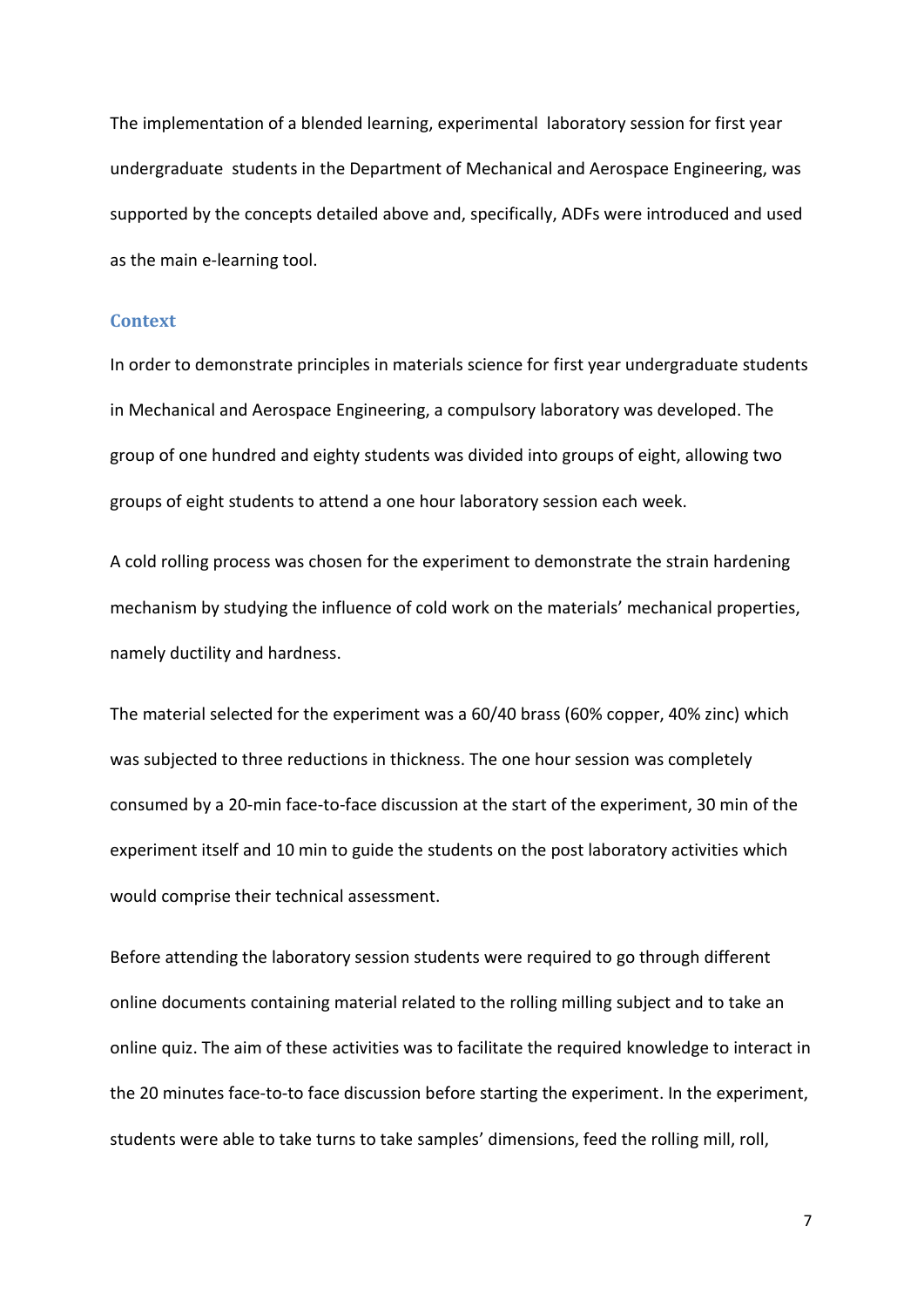The implementation of a blended learning, experimental laboratory session for first year undergraduate students in the Department of Mechanical and Aerospace Engineering, was supported by the concepts detailed above and, specifically, ADFs were introduced and used as the main e-learning tool.

## Context

In order to demonstrate principles in materials science for first year undergraduate students in Mechanical and Aerospace Engineering, a compulsory laboratory was developed. The group of one hundred and eighty students was divided into groups of eight, allowing two groups of eight students to attend a one hour laboratory session each week.

A cold rolling process was chosen for the experiment to demonstrate the strain hardening mechanism by studying the influence of cold work on the materials' mechanical properties, namely ductility and hardness.

The material selected for the experiment was a 60/40 brass (60% copper, 40% zinc) which was subjected to three reductions in thickness. The one hour session was completely consumed by a 20-min face-to-face discussion at the start of the experiment, 30 min of the experiment itself and 10 min to guide the students on the post laboratory activities which would comprise their technical assessment.

Before attending the laboratory session students were required to go through different online documents containing material related to the rolling milling subject and to take an online quiz. The aim of these activities was to facilitate the required knowledge to interact in the 20 minutes face-to-to face discussion before starting the experiment. In the experiment, students were able to take turns to take samples' dimensions, feed the rolling mill, roll,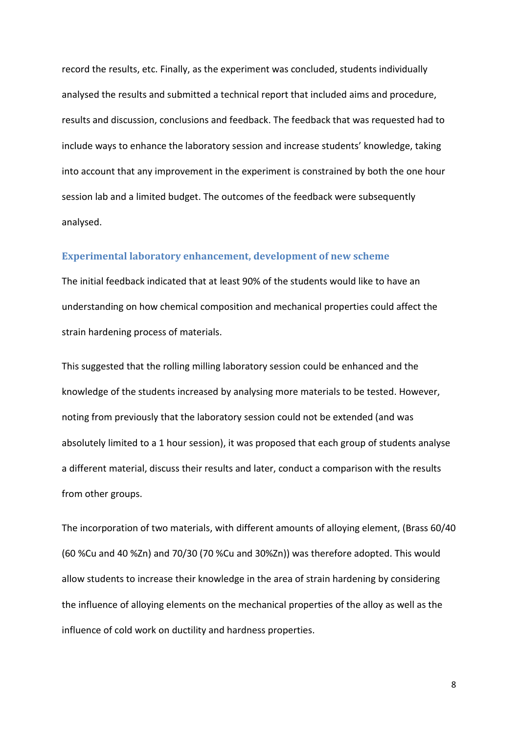record the results, etc. Finally, as the experiment was concluded, students individually analysed the results and submitted a technical report that included aims and procedure, results and discussion, conclusions and feedback. The feedback that was requested had to include ways to enhance the laboratory session and increase students' knowledge, taking into account that any improvement in the experiment is constrained by both the one hour session lab and a limited budget. The outcomes of the feedback were subsequently analysed.

## Experimental laboratory enhancement, development of new scheme

The initial feedback indicated that at least 90% of the students would like to have an understanding on how chemical composition and mechanical properties could affect the strain hardening process of materials.

This suggested that the rolling milling laboratory session could be enhanced and the knowledge of the students increased by analysing more materials to be tested. However, noting from previously that the laboratory session could not be extended (and was absolutely limited to a 1 hour session), it was proposed that each group of students analyse a different material, discuss their results and later, conduct a comparison with the results from other groups.

The incorporation of two materials, with different amounts of alloying element, (Brass 60/40 (60 %Cu and 40 %Zn) and 70/30 (70 %Cu and 30%Zn)) was therefore adopted. This would allow students to increase their knowledge in the area of strain hardening by considering the influence of alloying elements on the mechanical properties of the alloy as well as the influence of cold work on ductility and hardness properties.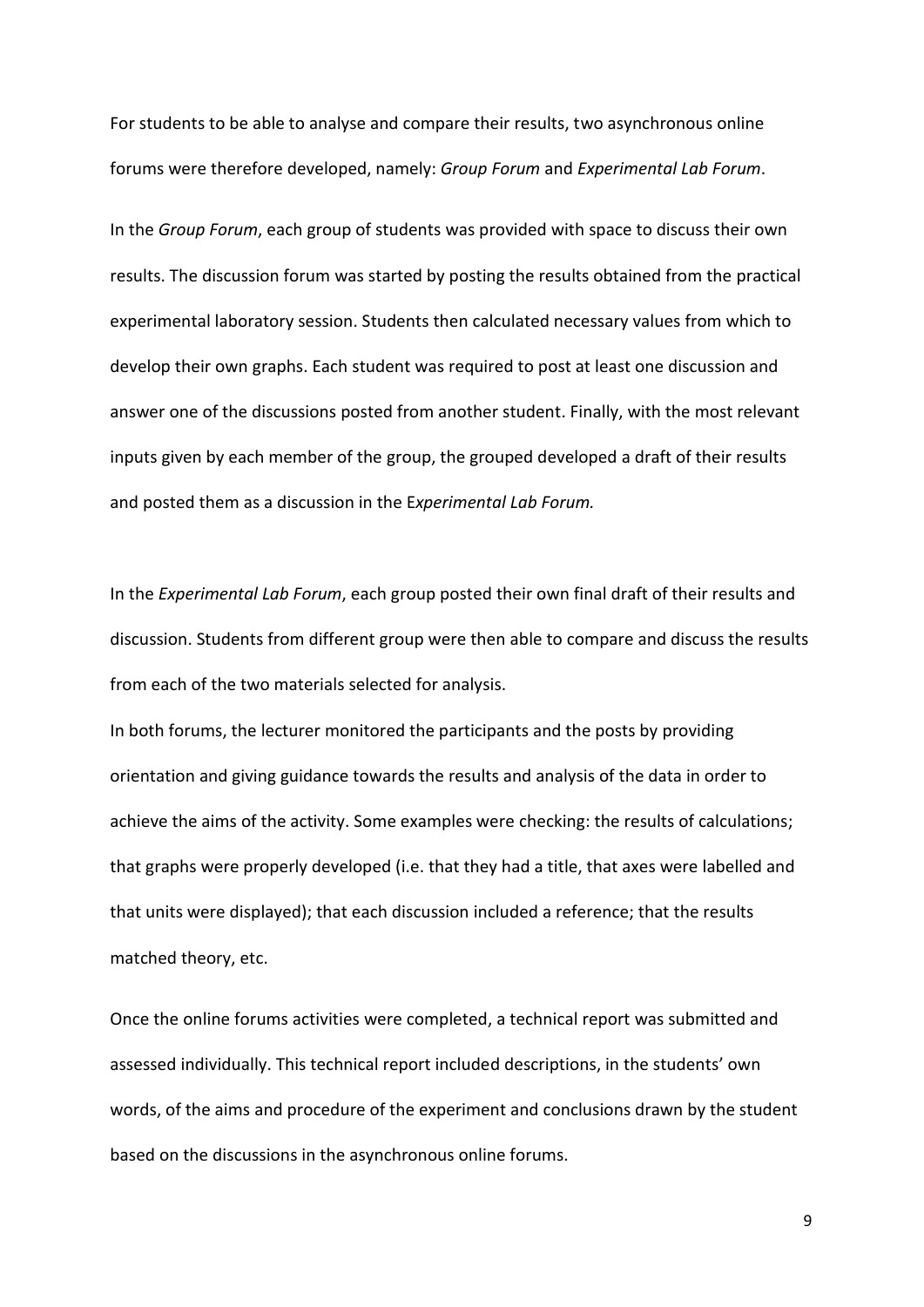For students to be able to analyse and compare their results, two asynchronous online forums were therefore developed, namely: *Group Forum* and *Experimental Lab Forum*.

In the *Group Forum*, each group of students was provided with space to discuss their own results. The discussion forum was started by posting the results obtained from the practical experimental laboratory session. Students then calculated necessary values from which to develop their own graphs. Each student was required to post at least one discussion and answer one of the discussions posted from another student. Finally, with the most relevant inputs given by each member of the group, the grouped developed a draft of their results and posted them as a discussion in the E*xperimental Lab Forum.*

In the *Experimental Lab Forum*, each group posted their own final draft of their results and discussion. Students from different group were then able to compare and discuss the results from each of the two materials selected for analysis.

In both forums, the lecturer monitored the participants and the posts by providing orientation and giving guidance towards the results and analysis of the data in order to achieve the aims of the activity. Some examples were checking: the results of calculations; that graphs were properly developed (i.e. that they had a title, that axes were labelled and that units were displayed); that each discussion included a reference; that the results matched theory, etc.

Once the online forums activities were completed, a technical report was submitted and assessed individually. This technical report included descriptions, in the students' own words, of the aims and procedure of the experiment and conclusions drawn by the student based on the discussions in the asynchronous online forums.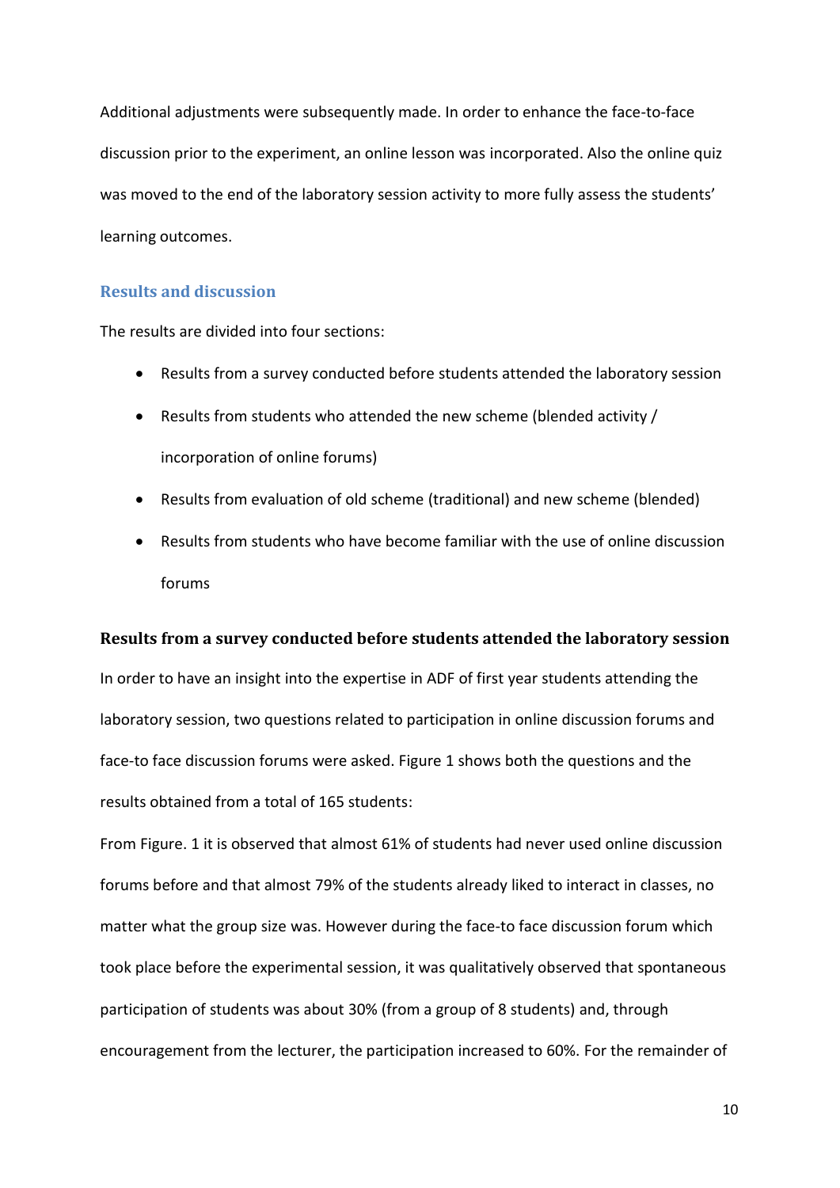Additional adjustments were subsequently made. In order to enhance the face-to-face discussion prior to the experiment, an online lesson was incorporated. Also the online quiz was moved to the end of the laboratory session activity to more fully assess the students' learning outcomes.

## Results and discussion

The results are divided into four sections:

- Results from a survey conducted before students attended the laboratory session
- Results from students who attended the new scheme (blended activity / incorporation of online forums)
- Results from evaluation of old scheme (traditional) and new scheme (blended)
- Results from students who have become familiar with the use of online discussion forums

### Results from a survey conducted before students attended the laboratory session

In order to have an insight into the expertise in ADF of first year students attending the laboratory session, two questions related to participation in online discussion forums and face-to face discussion forums were asked. Figure 1 shows both the questions and the results obtained from a total of 165 students:

From Figure. 1 it is observed that almost 61% of students had never used online discussion forums before and that almost 79% of the students already liked to interact in classes, no matter what the group size was. However during the face-to face discussion forum which took place before the experimental session, it was qualitatively observed that spontaneous participation of students was about 30% (from a group of 8 students) and, through encouragement from the lecturer, the participation increased to 60%. For the remainder of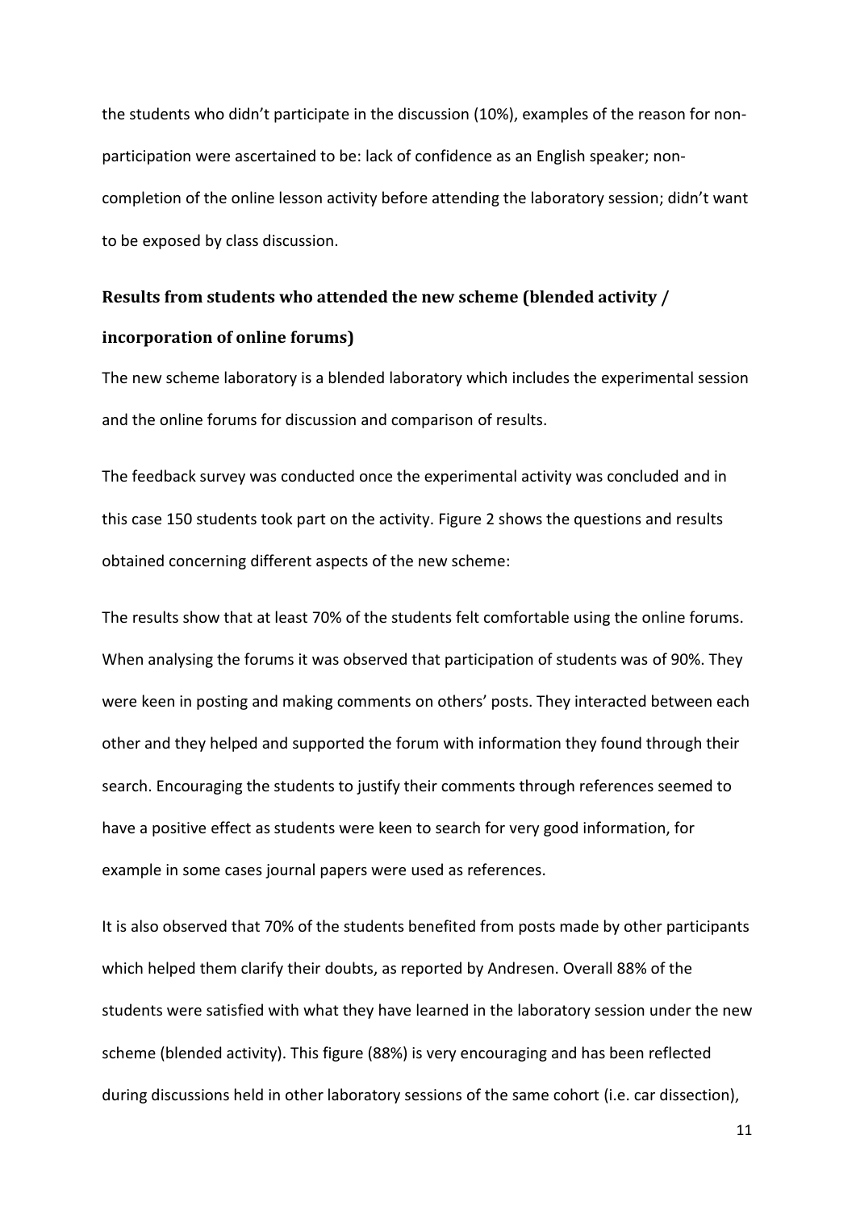the students who didn't participate in the discussion (10%), examples of the reason for non-participation were ascertained to be: lack of confidence as an English speaker; non-completion of the online lesson activity before attending the laboratory session; didn't want to be exposed by class discussion.

### Results from students who attended the new scheme (blended activity / incorporation of online forums)

The new scheme laboratory is a blended laboratory which includes the experimental session and the online forums for discussion and comparison of results.

The feedback survey was conducted once the experimental activity was concluded and in this case 150 students took part on the activity. Figure 2 shows the questions and results obtained concerning different aspects of the new scheme:

The results show that at least 70% of the students felt comfortable using the online forums. When analysing the forums it was observed that participation of students was of 90%. They were keen in posting and making comments on others' posts. They interacted between each other and they helped and supported the forum with information they found through their search. Encouraging the students to justify their comments through references seemed to have a positive effect as students were keen to search for very good information, for example in some cases journal papers were used as references.

It is also observed that 70% of the students benefited from posts made by other participants which helped them clarify their doubts, as reported by Andresen. Overall 88% of the students were satisfied with what they have learned in the laboratory session under the new scheme (blended activity). This figure (88%) is very encouraging and has been reflected during discussions held in other laboratory sessions of the same cohort (i.e. car dissection),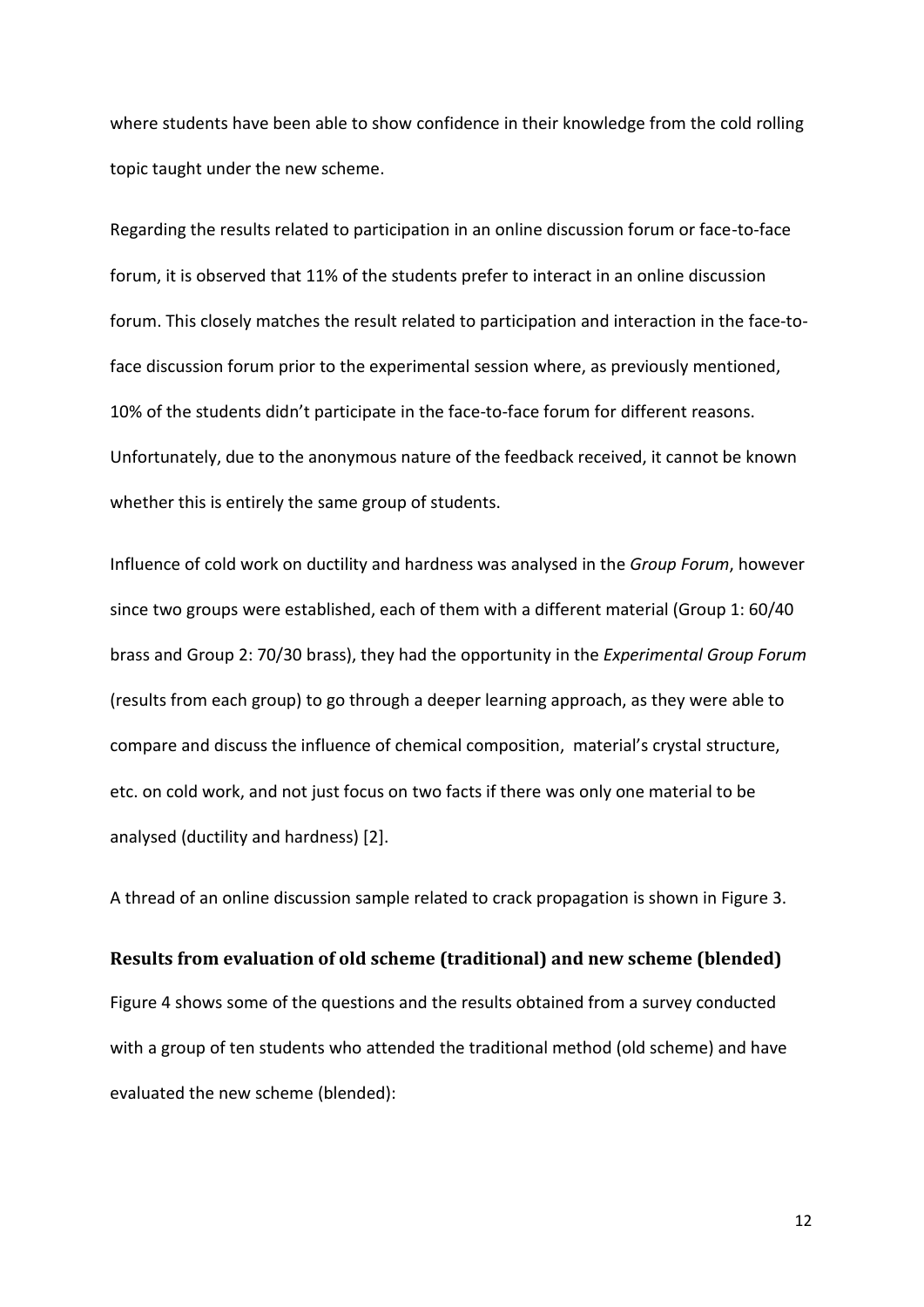where students have been able to show confidence in their knowledge from the cold rolling topic taught under the new scheme.

Regarding the results related to participation in an online discussion forum or face-to-face forum, it is observed that 11% of the students prefer to interact in an online discussion forum. This closely matches the result related to participation and interaction in the face-to-face discussion forum prior to the experimental session where, as previously mentioned, 10% of the students didn't participate in the face-to-face forum for different reasons. Unfortunately, due to the anonymous nature of the feedback received, it cannot be known whether this is entirely the same group of students.

Influence of cold work on ductility and hardness was analysed in the *Group Forum*, however since two groups were established, each of them with a different material (Group 1: 60/40 brass and Group 2: 70/30 brass), they had the opportunity in the *Experimental Group Forum* (results from each group) to go through a deeper learning approach, as they were able to compare and discuss the influence of chemical composition, material's crystal structure, etc. on cold work, and not just focus on two facts if there was only one material to be analysed (ductility and hardness) [2].

A thread of an online discussion sample related to crack propagation is shown in Figure 3.

## Results from evaluation of old scheme (traditional) and new scheme (blended)

Figure 4 shows some of the questions and the results obtained from a survey conducted with a group of ten students who attended the traditional method (old scheme) and have evaluated the new scheme (blended):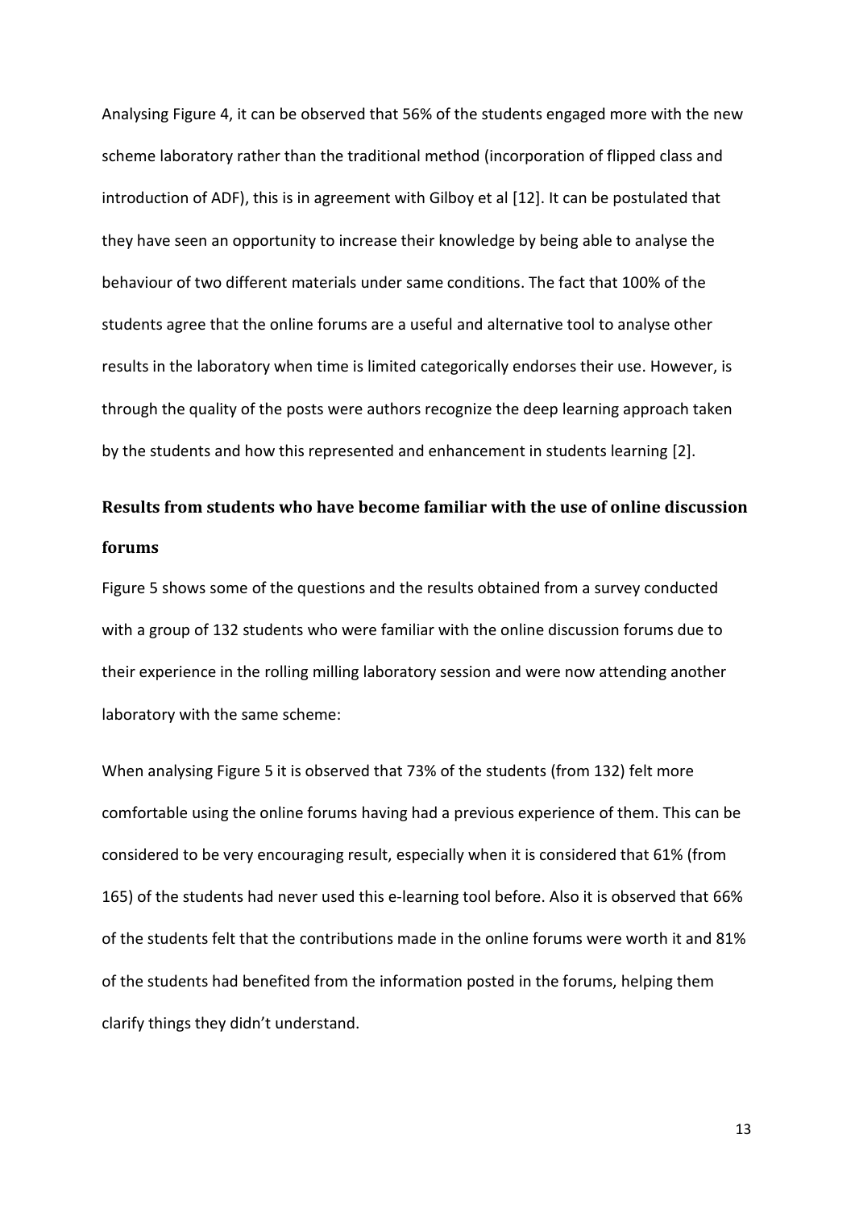Analysing Figure 4, it can be observed that 56% of the students engaged more with the new scheme laboratory rather than the traditional method (incorporation of flipped class and introduction of ADF), this is in agreement with Gilboy et al [12]. It can be postulated that they have seen an opportunity to increase their knowledge by being able to analyse the behaviour of two different materials under same conditions. The fact that 100% of the students agree that the online forums are a useful and alternative tool to analyse other results in the laboratory when time is limited categorically endorses their use. However, is through the quality of the posts were authors recognize the deep learning approach taken by the students and how this represented and enhancement in students learning [2].

## Results from students who have become familiar with the use of online discussion forums

Figure 5 shows some of the questions and the results obtained from a survey conducted with a group of 132 students who were familiar with the online discussion forums due to their experience in the rolling milling laboratory session and were now attending another laboratory with the same scheme:

When analysing Figure 5 it is observed that 73% of the students (from 132) felt more comfortable using the online forums having had a previous experience of them. This can be considered to be very encouraging result, especially when it is considered that 61% (from 165) of the students had never used this e-learning tool before. Also it is observed that 66% of the students felt that the contributions made in the online forums were worth it and 81% of the students had benefited from the information posted in the forums, helping them clarify things they didn't understand.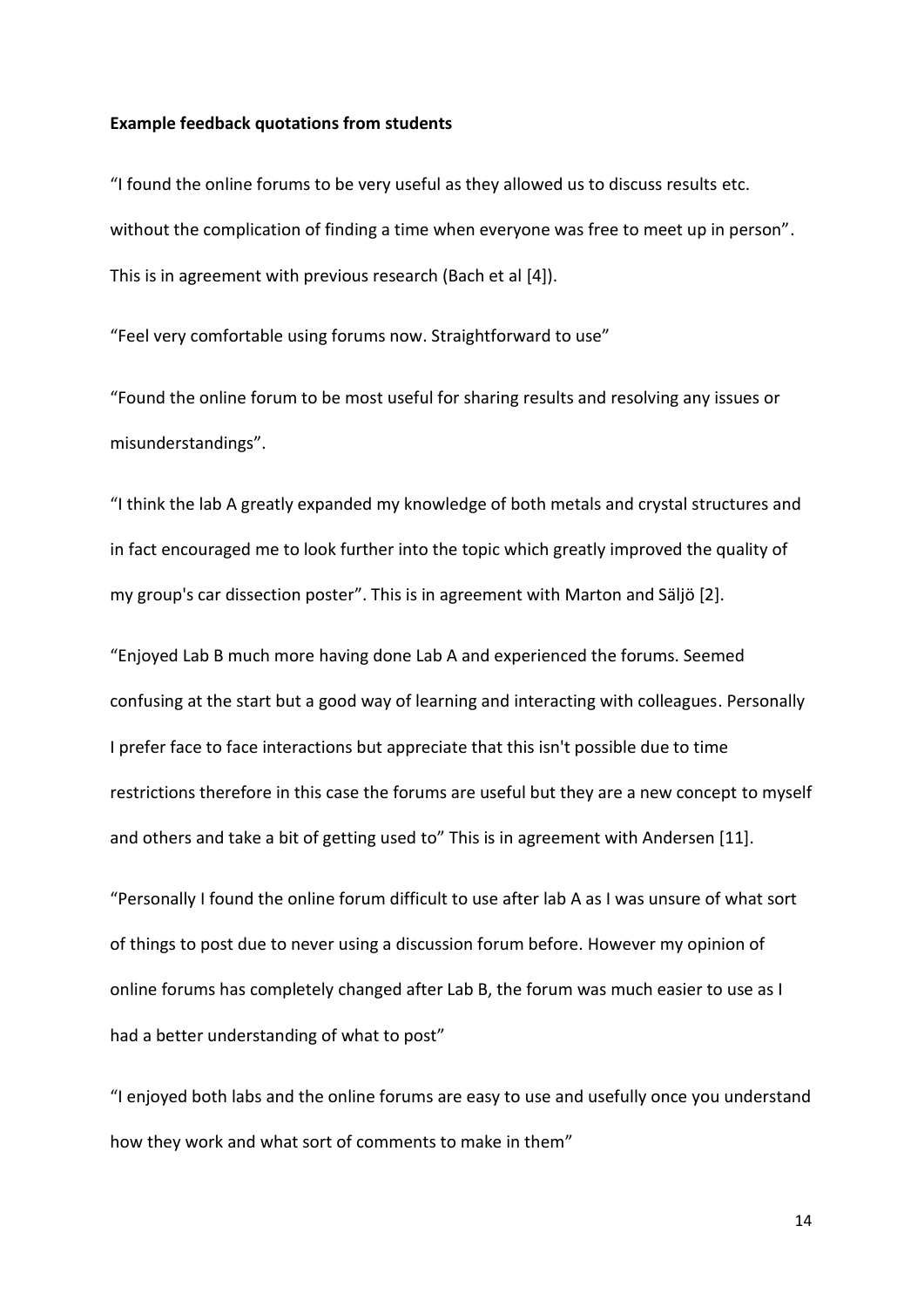**Example feedback quotations from students**

"I found the online forums to be very useful as they allowed us to discuss results etc. without the complication of finding a time when everyone was free to meet up in person". This is in agreement with previous research (Bach et al [4]).

"Feel very comfortable using forums now. Straightforward to use"

"Found the online forum to be most useful for sharing results and resolving any issues or misunderstandings".

"I think the lab A greatly expanded my knowledge of both metals and crystal structures and in fact encouraged me to look further into the topic which greatly improved the quality of my group's car dissection poster". This is in agreement with Marton and Säljö [2].

"Enjoyed Lab B much more having done Lab A and experienced the forums. Seemed confusing at the start but a good way of learning and interacting with colleagues. Personally I prefer face to face interactions but appreciate that this isn't possible due to time restrictions therefore in this case the forums are useful but they are a new concept to myself and others and take a bit of getting used to" This is in agreement with Andersen [11].

"Personally I found the online forum difficult to use after lab A as I was unsure of what sort of things to post due to never using a discussion forum before. However my opinion of online forums has completely changed after Lab B, the forum was much easier to use as I had a better understanding of what to post"

"I enjoyed both labs and the online forums are easy to use and usefully once you understand how they work and what sort of comments to make in them"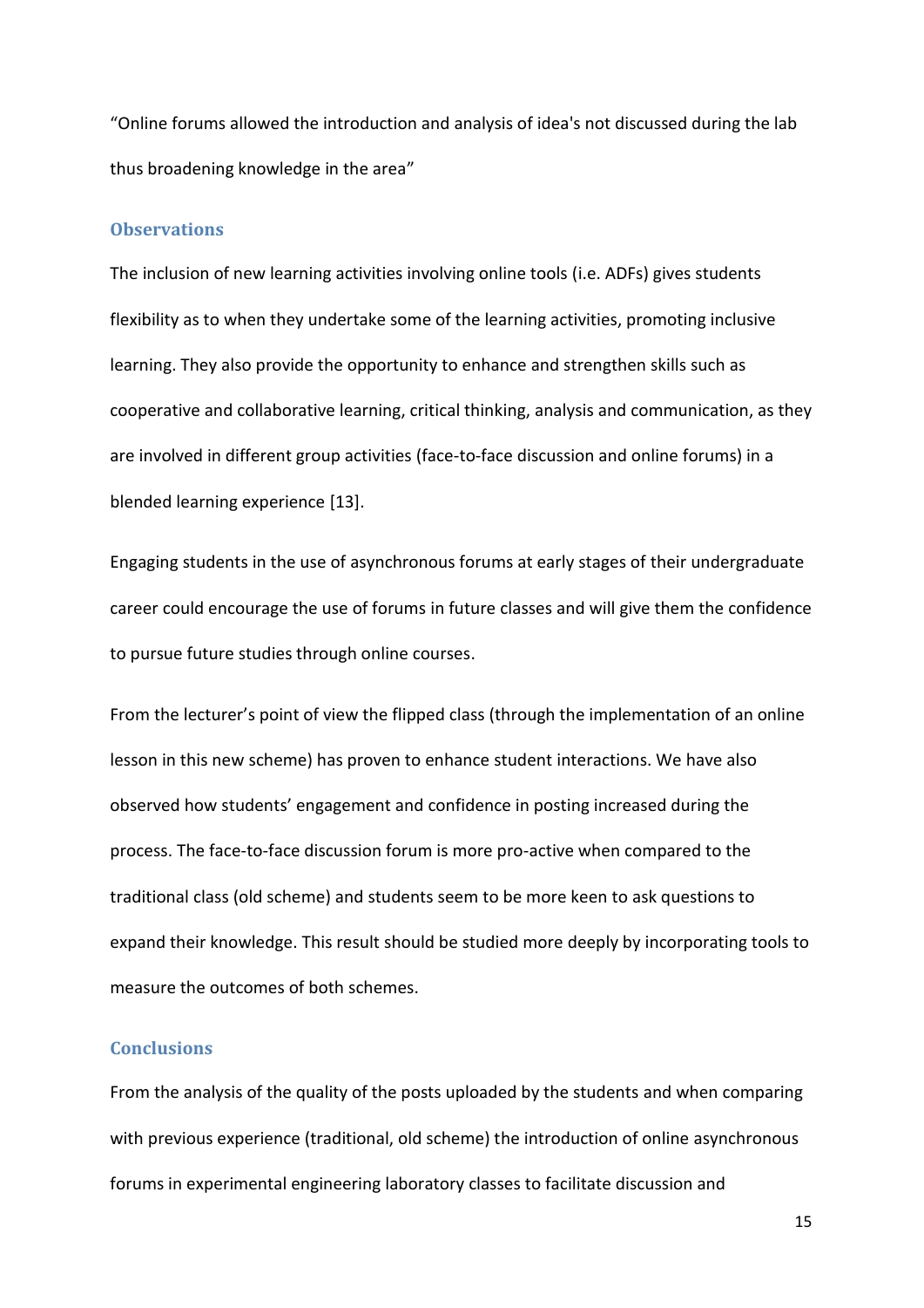"Online forums allowed the introduction and analysis of idea's not discussed during the lab thus broadening knowledge in the area"

## Observations

The inclusion of new learning activities involving online tools (i.e. ADFs) gives students flexibility as to when they undertake some of the learning activities, promoting inclusive learning. They also provide the opportunity to enhance and strengthen skills such as cooperative and collaborative learning, critical thinking, analysis and communication, as they are involved in different group activities (face-to-face discussion and online forums) in a blended learning experience [13].

Engaging students in the use of asynchronous forums at early stages of their undergraduate career could encourage the use of forums in future classes and will give them the confidence to pursue future studies through online courses.

From the lecturer's point of view the flipped class (through the implementation of an online lesson in this new scheme) has proven to enhance student interactions. We have also observed how students' engagement and confidence in posting increased during the process. The face-to-face discussion forum is more pro-active when compared to the traditional class (old scheme) and students seem to be more keen to ask questions to expand their knowledge. This result should be studied more deeply by incorporating tools to measure the outcomes of both schemes.

## Conclusions

From the analysis of the quality of the posts uploaded by the students and when comparing with previous experience (traditional, old scheme) the introduction of online asynchronous forums in experimental engineering laboratory classes to facilitate discussion and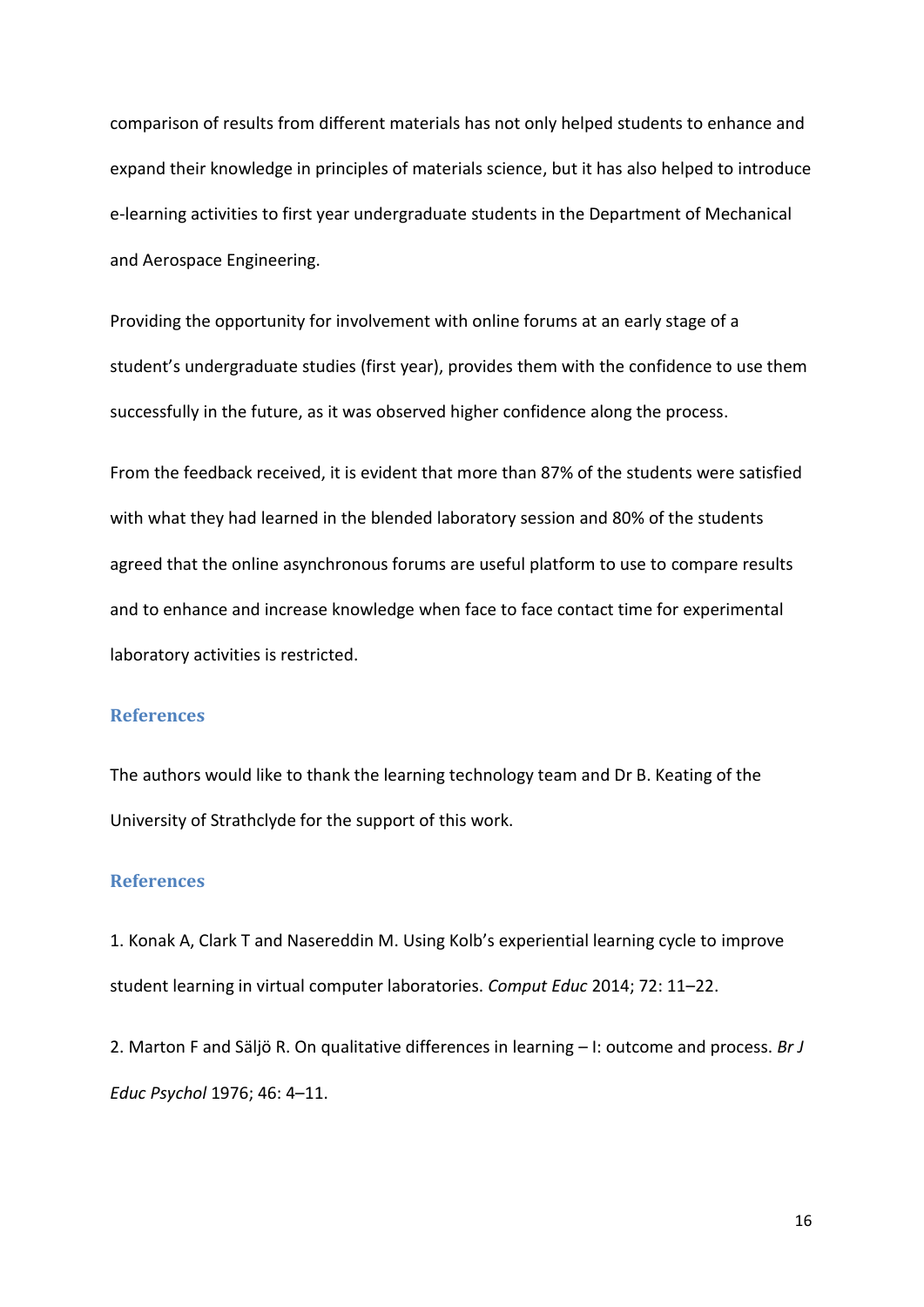comparison of results from different materials has not only helped students to enhance and expand their knowledge in principles of materials science, but it has also helped to introduce e-learning activities to first year undergraduate students in the Department of Mechanical and Aerospace Engineering.

Providing the opportunity for involvement with online forums at an early stage of a student's undergraduate studies (first year), provides them with the confidence to use them successfully in the future, as it was observed higher confidence along the process.

From the feedback received, it is evident that more than 87% of the students were satisfied with what they had learned in the blended laboratory session and 80% of the students agreed that the online asynchronous forums are useful platform to use to compare results and to enhance and increase knowledge when face to face contact time for experimental laboratory activities is restricted.

## References

The authors would like to thank the learning technology team and Dr B. Keating of the University of Strathclyde for the support of this work.

## References

1. Konak A, Clark T and Nasereddin M. Using Kolb's experiential learning cycle to improve student learning in virtual computer laboratories. *Comput Educ* 2014; 72: 11–22.

2. Marton F and Säljö R. On qualitative differences in learning – I: outcome and process. *Br J Educ Psychol* 1976; 46: 4–11.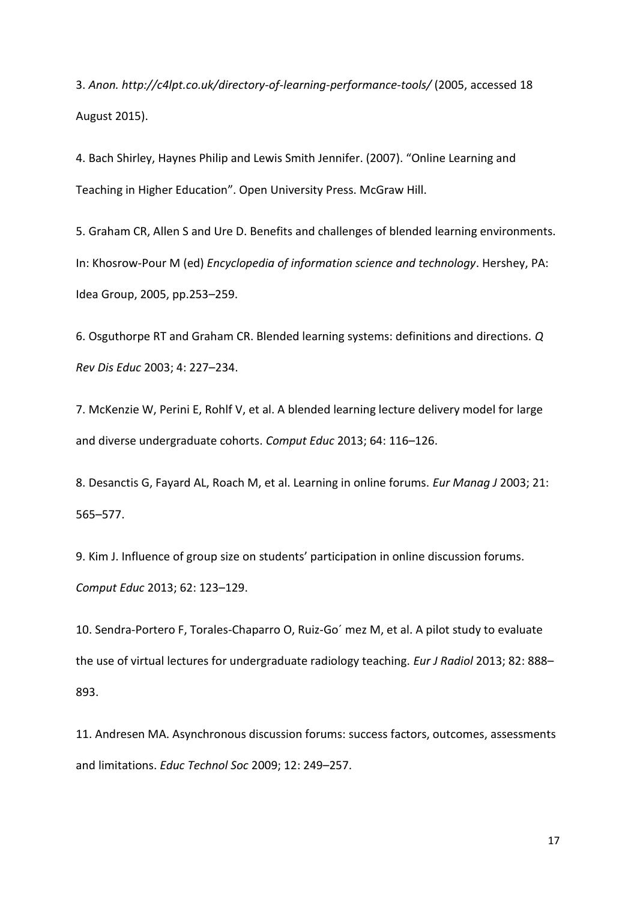3. *Anon. http://c4lpt.co.uk/directory-of-learning-performance-tools/* (2005, accessed 18 August 2015).

4. Bach Shirley, Haynes Philip and Lewis Smith Jennifer. (2007). "Online Learning and Teaching in Higher Education". Open University Press. McGraw Hill.

5. Graham CR, Allen S and Ure D. Benefits and challenges of blended learning environments. In: Khosrow-Pour M (ed) *Encyclopedia of information science and technology*. Hershey, PA: Idea Group, 2005, pp.253–259.

6. Osguthorpe RT and Graham CR. Blended learning systems: definitions and directions. *Q Rev Dis Educ* 2003; 4: 227–234.

7. McKenzie W, Perini E, Rohlf V, et al. A blended learning lecture delivery model for large and diverse undergraduate cohorts. *Comput Educ* 2013; 64: 116–126.

8. Desanctis G, Fayard AL, Roach M, et al. Learning in online forums. *Eur Manag J* 2003; 21: 565–577.

9. Kim J. Influence of group size on students' participation in online discussion forums. *Comput Educ* 2013; 62: 123–129.

10. Sendra-Portero F, Torales-Chaparro O, Ruiz-Go´ mez M, et al. A pilot study to evaluate the use of virtual lectures for undergraduate radiology teaching. *Eur J Radiol* 2013; 82: 888–893.

11. Andresen MA. Asynchronous discussion forums: success factors, outcomes, assessments and limitations. *Educ Technol Soc* 2009; 12: 249–257.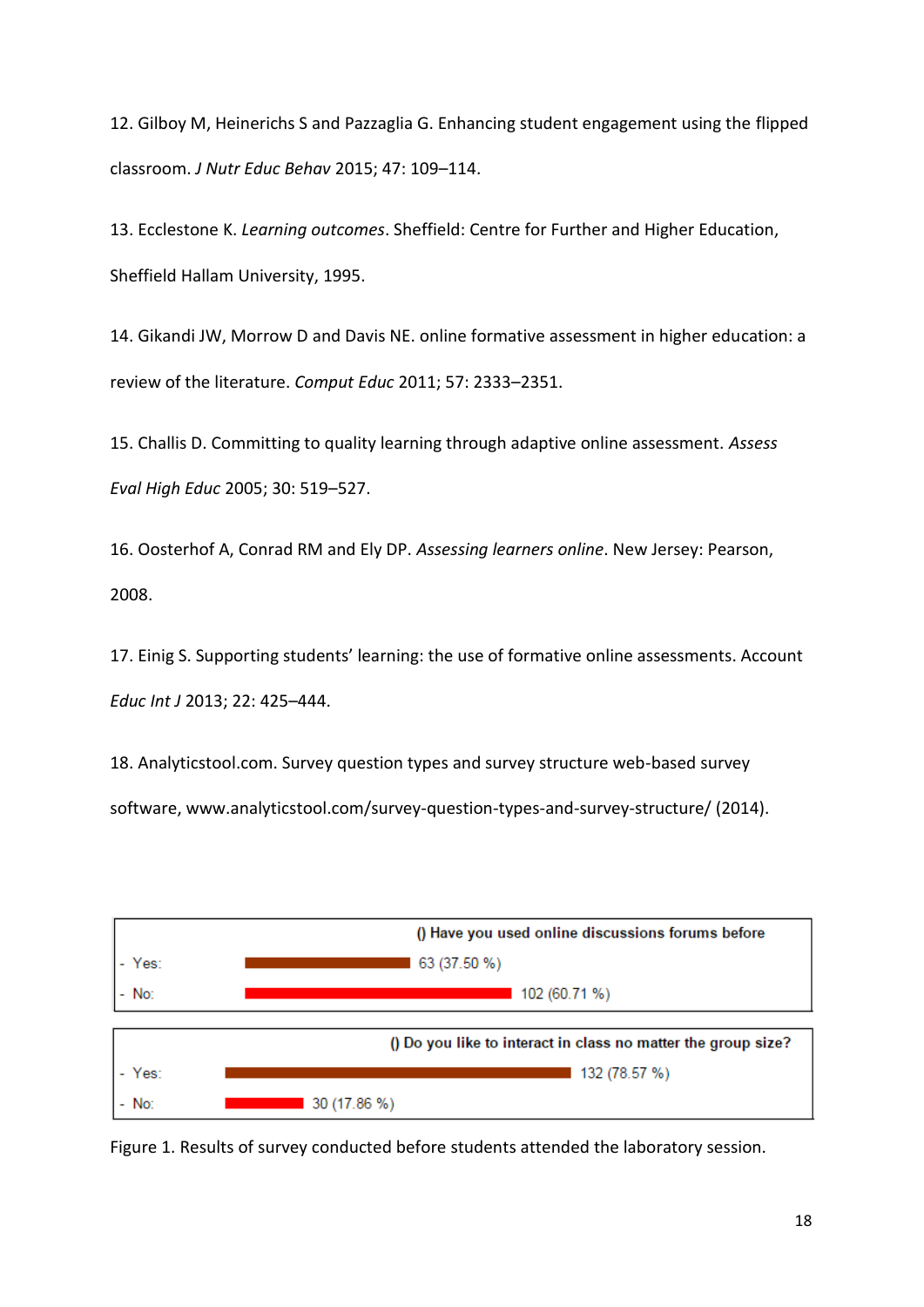12. Gilboy M, Heinerichs S and Pazzaglia G. Enhancing student engagement using the flipped classroom. *J Nutr Educ Behav* 2015; 47: 109–114.

13. Ecclestone K. *Learning outcomes*. Sheffield: Centre for Further and Higher Education, Sheffield Hallam University, 1995.

14. Gikandi JW, Morrow D and Davis NE. online formative assessment in higher education: a review of the literature. *Comput Educ* 2011; 57: 2333–2351.

15. Challis D. Committing to quality learning through adaptive online assessment. *Assess Eval High Educ* 2005; 30: 519–527.

16. Oosterhof A, Conrad RM and Ely DP. *Assessing learners online*. New Jersey: Pearson, 2008.

17. Einig S. Supporting students' learning: the use of formative online assessments. Account *Educ Int J* 2013; 22: 425–444.

18. Analyticstool.com. Survey question types and survey structure web-based survey software, www.analyticstool.com/survey-question-types-and-survey-structure/ (2014).

| () Have you used online discussions forums before | |
|---|---|
| - Yes: | 63 (37.50 %) |
| - No: | 102 (60.71 %) |

| () Do you like to interact in class no matter the group size? | |
|---|---|
| - Yes: | 132 (78.57 %) |
| - No: | 30 (17.86 %) |

Figure 1. Results of survey conducted before students attended the laboratory session.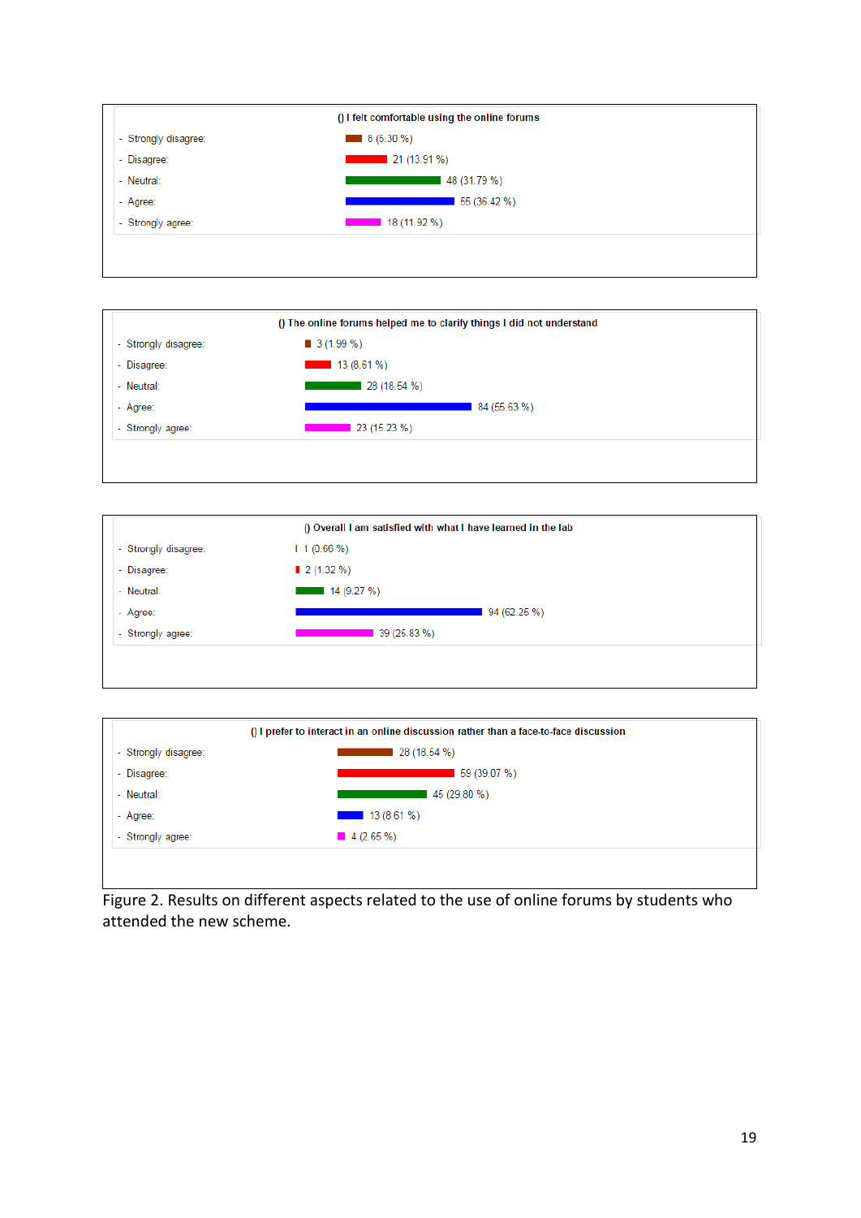**() I felt comfortable using the online forums**

| Response | Count (%) |
|---|---|
| Strongly disagree: | 8 (5.30 %) |
| Disagree: | 21 (13.91 %) |
| Neutral: | 48 (31.79 %) |
| Agree: | 55 (36.42 %) |
| Strongly agree: | 18 (11.92 %) |

**() The online forums helped me to clarify things I did not understand**

| Response | Count (%) |
|---|---|
| Strongly disagree: | 3 (1.99 %) |
| Disagree: | 13 (8.61 %) |
| Neutral: | 28 (18.54 %) |
| Agree: | 84 (55.63 %) |
| Strongly agree: | 23 (15.23 %) |

**() Overall I am satisfied with what I have learned in the lab**

| Response | Count (%) |
|---|---|
| Strongly disagree: | 1 (0.66 %) |
| Disagree: | 2 (1.32 %) |
| Neutral: | 14 (9.27 %) |
| Agree: | 94 (62.25 %) |
| Strongly agree: | 39 (25.83 %) |

**() I prefer to interact in an online discussion rather than a face-to-face discussion**

| Response | Count (%) |
|---|---|
| Strongly disagree: | 28 (18.54 %) |
| Disagree: | 59 (39.07 %) |
| Neutral: | 45 (29.80 %) |
| Agree: | 13 (8.61 %) |
| Strongly agree: | 4 (2.65 %) |

Figure 2. Results on different aspects related to the use of online forums by students who attended the new scheme.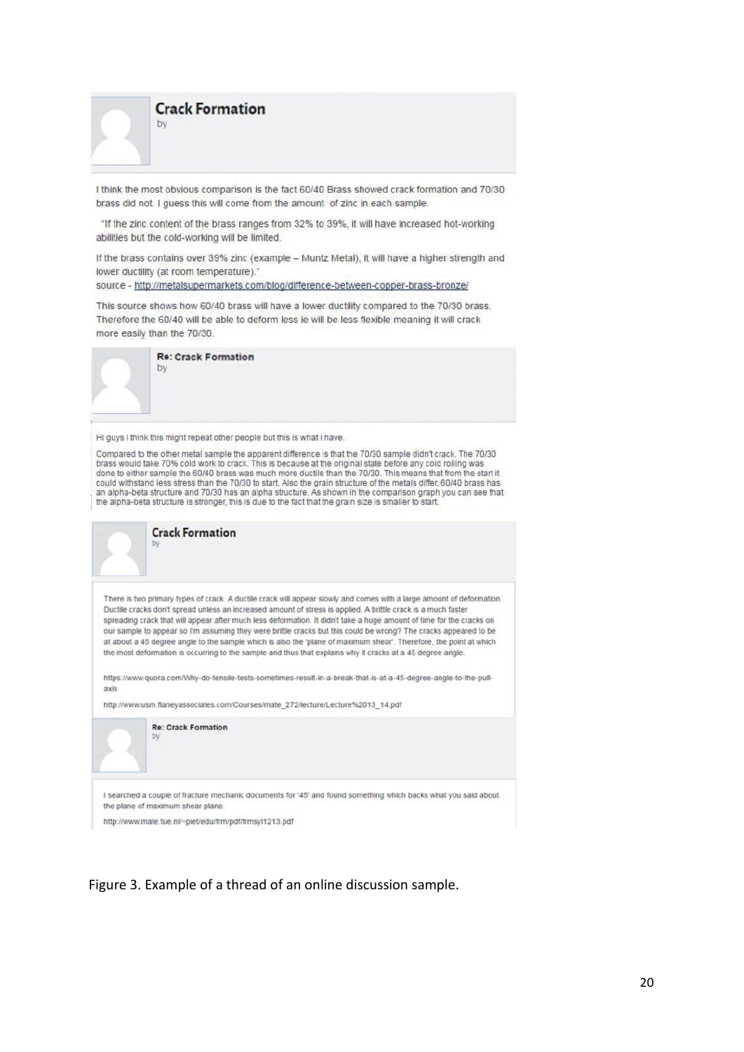**Crack Formation**

by

I think the most obvious comparison is the fact 60/40 Brass showed crack formation and 70/30 brass did not. I guess this will come from the amount of zinc in each sample.

"If the zinc content of the brass ranges from 32% to 39%, it will have increased hot-working abilities but the cold-working will be limited.

If the brass contains over 39% zinc (example – Muntz Metal), it will have a higher strength and lower ductility (at room temperature)."

source - http://metalsupermarkets.com/blog/difference-between-copper-brass-bronze/

This source shows how 60/40 brass will have a lower ductility compared to the 70/30 brass. Therefore the 60/40 will be able to deform less ie will be less flexible meaning it will crack more easily than the 70/30.

**Re: Crack Formation**

by

Hi guys i think this might repeat other people but this is what i have.

Compared to the other metal sample the apparent difference is that the 70/30 sample didn't crack. The 70/30 brass would take 70% cold work to crack. This is because at the original state before any cold rolling was done to either sample the 60/40 brass was much more ductile than the 70/30. This means that from the start it could withstand less stress than the 70/30 to start. Also the grain structure of the metals differ, 60/40 brass has an alpha-beta structure and 70/30 has an alpha structure. As shown in the comparison graph you can see that the alpha-beta structure is stronger, this is due to the fact that the grain size is smaller to start.

**Crack Formation**

by

There is two primary types of crack. A ductile crack will appear slowly and comes with a large amount of deformation. Ductile cracks don't spread unless an increased amount of stress is applied. A brittle crack is a much faster spreading crack that will appear after much less deformation. It didn't take a huge amount of time for the cracks on our sample to appear so I'm assuming they were brittle cracks but this could be wrong? The cracks appeared to be at about a 45 degree angle to the sample which is also the 'plane of maximum shear'. Therefore, the point at which the most deformation is occurring to the sample and thus that explains why it cracks at a 45 degree angle.

https://www.quora.com/Why-do-tensile-tests-sometimes-result-in-a-break-that-is-at-a-45-degree-angle-to-the-pull-axis

http://www.usm.flaneyassociates.com/Courses/mate_272/lecture/Lecture%2013_14.pdf

**Re: Crack Formation**

by

I searched a couple of fracture mechanic documents for '45' and found something which backs what you said about the plane of maximum shear plane.

http://www.mate.tue.nl/~piet/edu/frm/pdf/frmsyl1213.pdf

Figure 3. Example of a thread of an online discussion sample.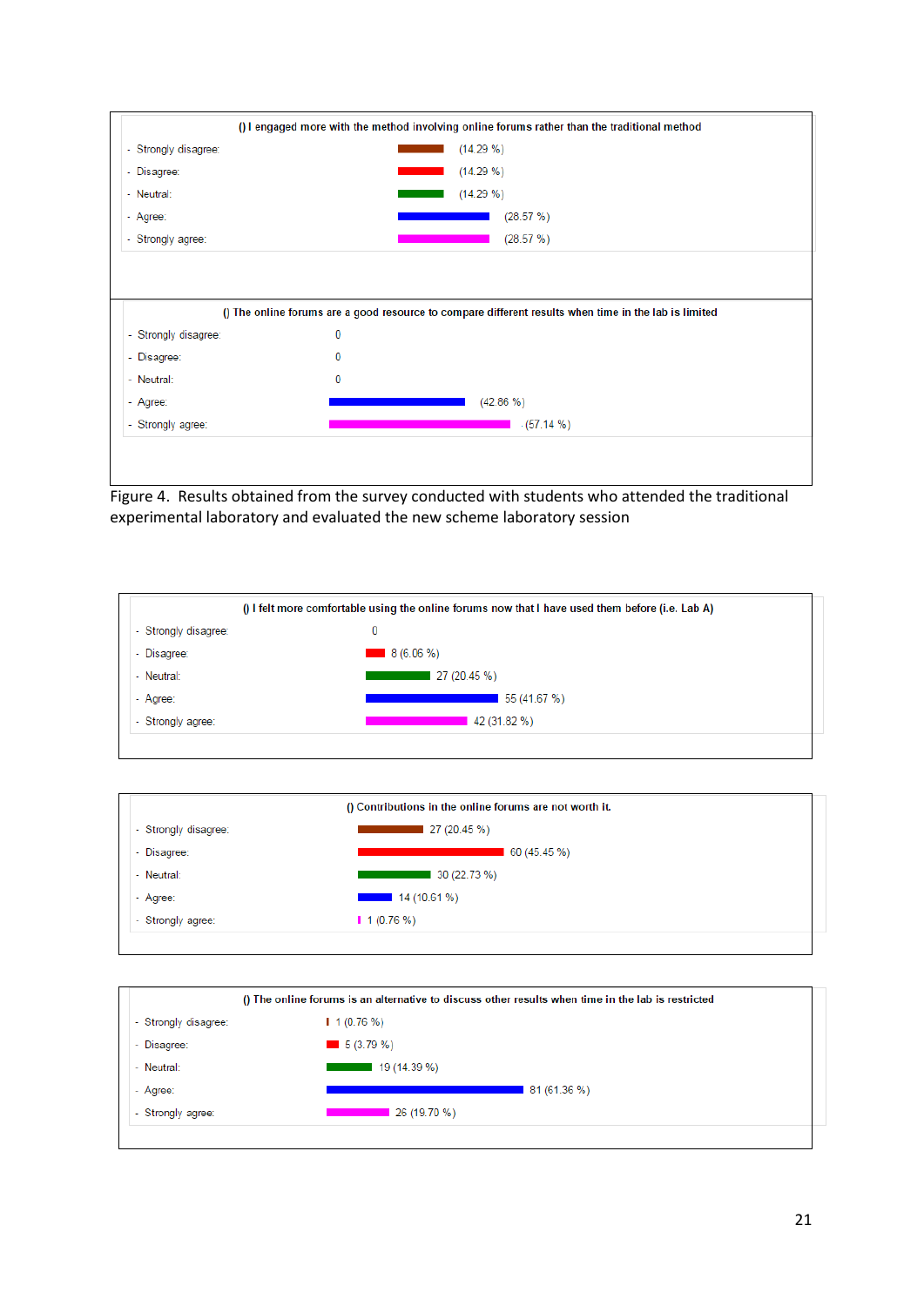**() I engaged more with the method involving online forums rather than the traditional method**

| Response | Result |
|---|---|
| Strongly disagree: | (14.29 %) |
| Disagree: | (14.29 %) |
| Neutral: | (14.29 %) |
| Agree: | (28.57 %) |
| Strongly agree: | (28.57 %) |

**() The online forums are a good resource to compare different results when time in the lab is limited**

| Response | Result |
|---|---|
| Strongly disagree: | 0 |
| Disagree: | 0 |
| Neutral: | 0 |
| Agree: | (42.86 %) |
| Strongly agree: | (57.14 %) |

Figure 4. Results obtained from the survey conducted with students who attended the traditional experimental laboratory and evaluated the new scheme laboratory session

**() I felt more comfortable using the online forums now that I have used them before (i.e. Lab A)**

| Response | Result |
|---|---|
| Strongly disagree: | 0 |
| Disagree: | 8 (6.06 %) |
| Neutral: | 27 (20.45 %) |
| Agree: | 55 (41.67 %) |
| Strongly agree: | 42 (31.82 %) |

**() Contributions in the online forums are not worth it.**

| Response | Result |
|---|---|
| Strongly disagree: | 27 (20.45 %) |
| Disagree: | 60 (45.45 %) |
| Neutral: | 30 (22.73 %) |
| Agree: | 14 (10.61 %) |
| Strongly agree: | 1 (0.76 %) |

**() The online forums is an alternative to discuss other results when time in the lab is restricted**

| Response | Result |
|---|---|
| Strongly disagree: | 1 (0.76 %) |
| Disagree: | 5 (3.79 %) |
| Neutral: | 19 (14.39 %) |
| Agree: | 81 (61.36 %) |
| Strongly agree: | 26 (19.70 %) |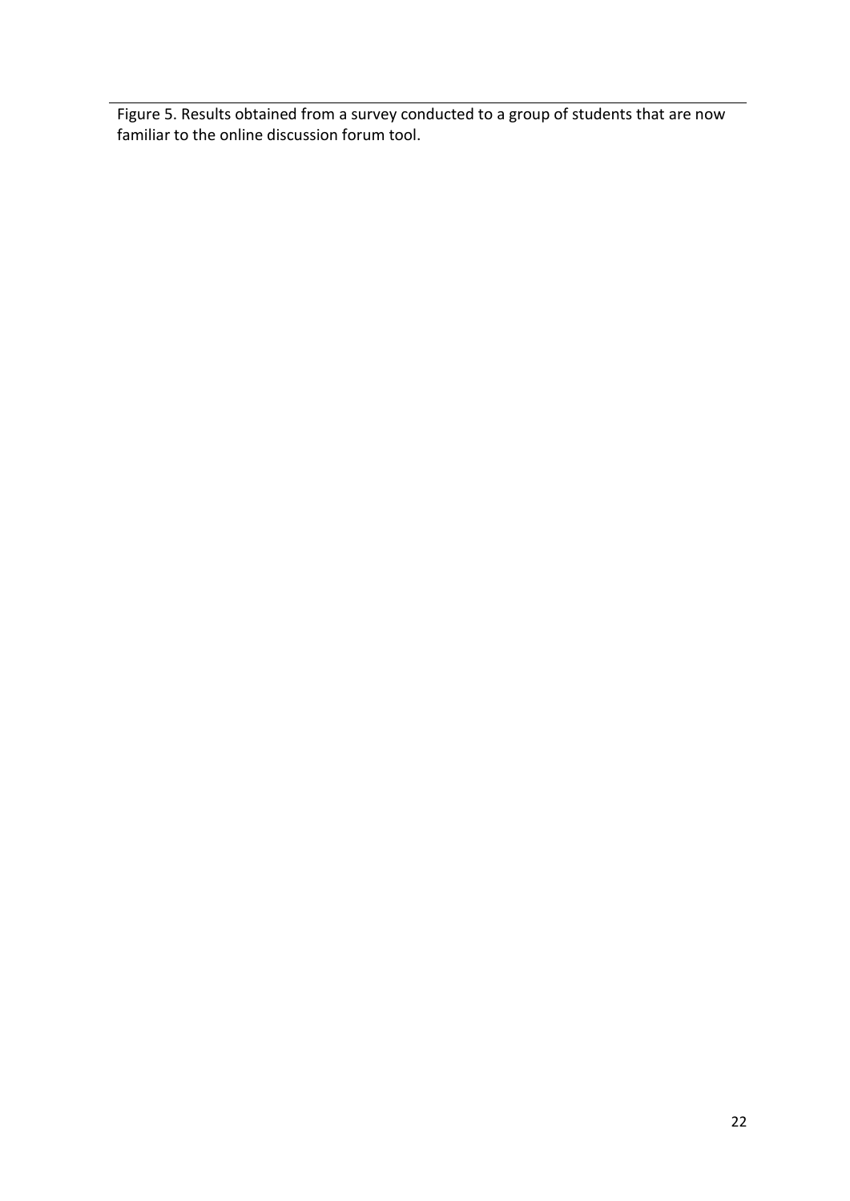Figure 5. Results obtained from a survey conducted to a group of students that are now familiar to the online discussion forum tool.